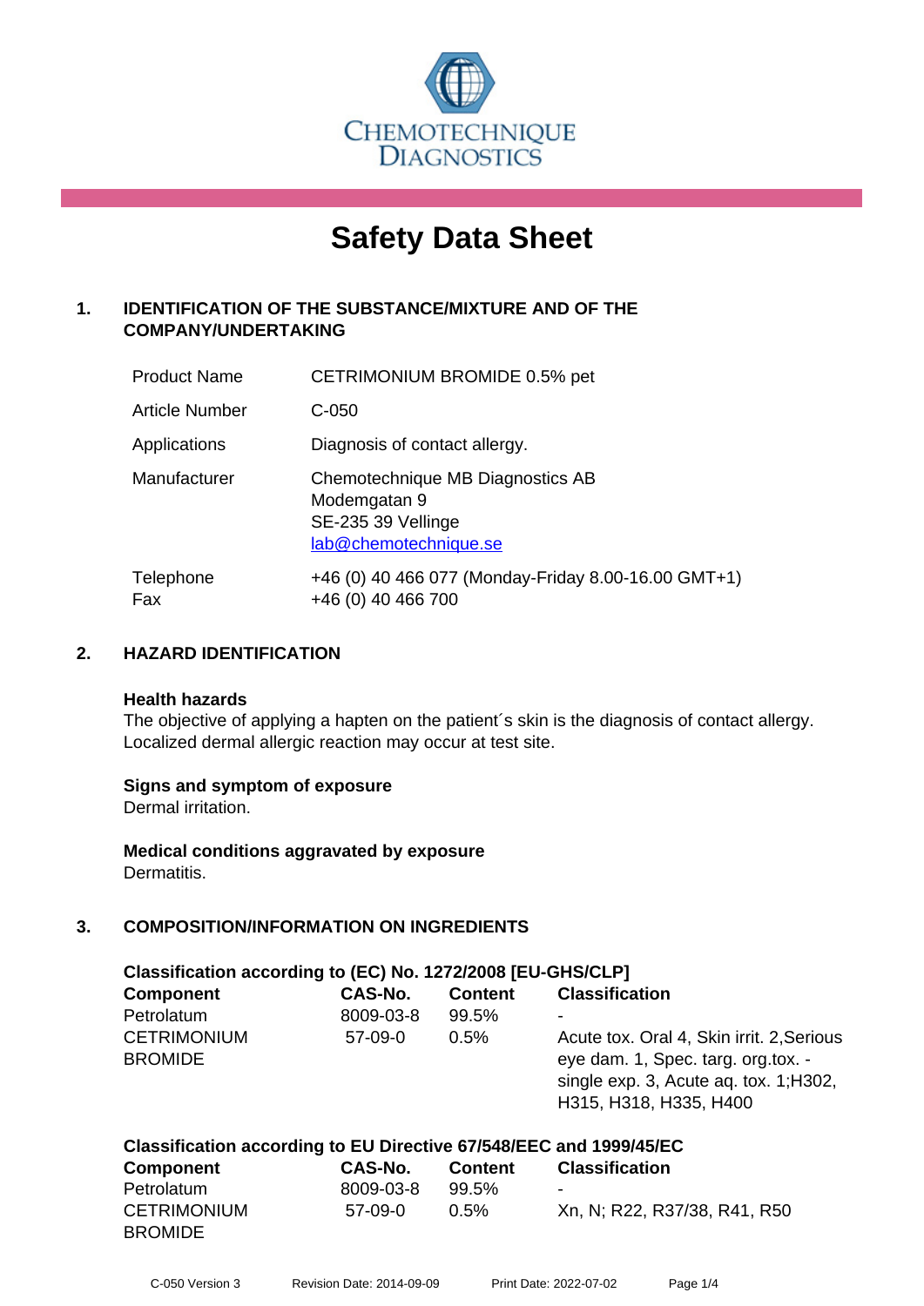CHEMOTECHNIQUE DIAGNOSTICS

# Safety Data Sheet

## 1. IDENTIFICATION OF THE SUBSTANCE/MIXTURE AND OF THE COMPANY/UNDERTAKING

| | |
|---|---|
| Product Name | CETRIMONIUM BROMIDE 0.5% pet |
| Article Number | C-050 |
| Applications | Diagnosis of contact allergy. |
| Manufacturer | Chemotechnique MB Diagnostics AB<br>Modemgatan 9<br>SE-235 39 Vellinge<br>lab@chemotechnique.se |
| Telephone<br>Fax | +46 (0) 40 466 077 (Monday-Friday 8.00-16.00 GMT+1)<br>+46 (0) 40 466 700 |

## 2. HAZARD IDENTIFICATION

**Health hazards**
The objective of applying a hapten on the patient´s skin is the diagnosis of contact allergy. Localized dermal allergic reaction may occur at test site.

**Signs and symptom of exposure**
Dermal irritation.

**Medical conditions aggravated by exposure**
Dermatitis.

## 3. COMPOSITION/INFORMATION ON INGREDIENTS

**Classification according to (EC) No. 1272/2008 [EU-GHS/CLP]**

| Component | CAS-No. | Content | Classification |
|---|---|---|---|
| Petrolatum | 8009-03-8 | 99.5% | - |
| CETRIMONIUM BROMIDE | 57-09-0 | 0.5% | Acute tox. Oral 4, Skin irrit. 2,Serious eye dam. 1, Spec. targ. org.tox. - single exp. 3, Acute aq. tox. 1;H302, H315, H318, H335, H400 |

**Classification according to EU Directive 67/548/EEC and 1999/45/EC**

| Component | CAS-No. | Content | Classification |
|---|---|---|---|
| Petrolatum | 8009-03-8 | 99.5% | - |
| CETRIMONIUM BROMIDE | 57-09-0 | 0.5% | Xn, N; R22, R37/38, R41, R50 |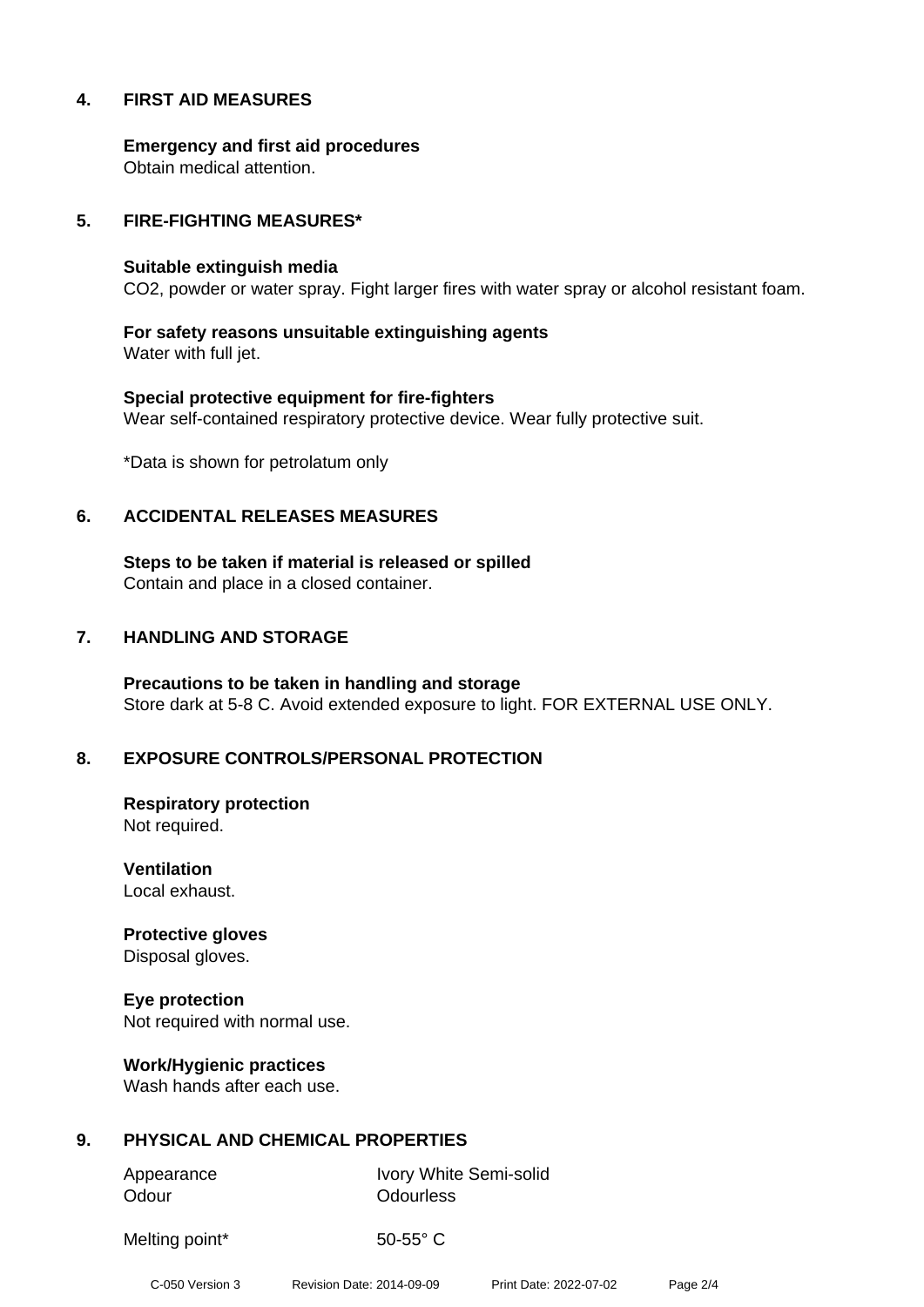## 4. FIRST AID MEASURES

**Emergency and first aid procedures**
Obtain medical attention.

## 5. FIRE-FIGHTING MEASURES*

**Suitable extinguish media**
$CO_2$, powder or water spray. Fight larger fires with water spray or alcohol resistant foam.

**For safety reasons unsuitable extinguishing agents**
Water with full jet.

**Special protective equipment for fire-fighters**
Wear self-contained respiratory protective device. Wear fully protective suit.

*Data is shown for petrolatum only

## 6. ACCIDENTAL RELEASES MEASURES

**Steps to be taken if material is released or spilled**
Contain and place in a closed container.

## 7. HANDLING AND STORAGE

**Precautions to be taken in handling and storage**
Store dark at 5-8 C. Avoid extended exposure to light. FOR EXTERNAL USE ONLY.

## 8. EXPOSURE CONTROLS/PERSONAL PROTECTION

**Respiratory protection**
Not required.

**Ventilation**
Local exhaust.

**Protective gloves**
Disposal gloves.

**Eye protection**
Not required with normal use.

**Work/Hygienic practices**
Wash hands after each use.

## 9. PHYSICAL AND CHEMICAL PROPERTIES

| | |
|---|---|
| Appearance | Ivory White Semi-solid |
| Odour | Odourless |
| Melting point* | 50-55° C |

C-050 Version 3 Revision Date: 2014-09-09 Print Date: 2022-07-02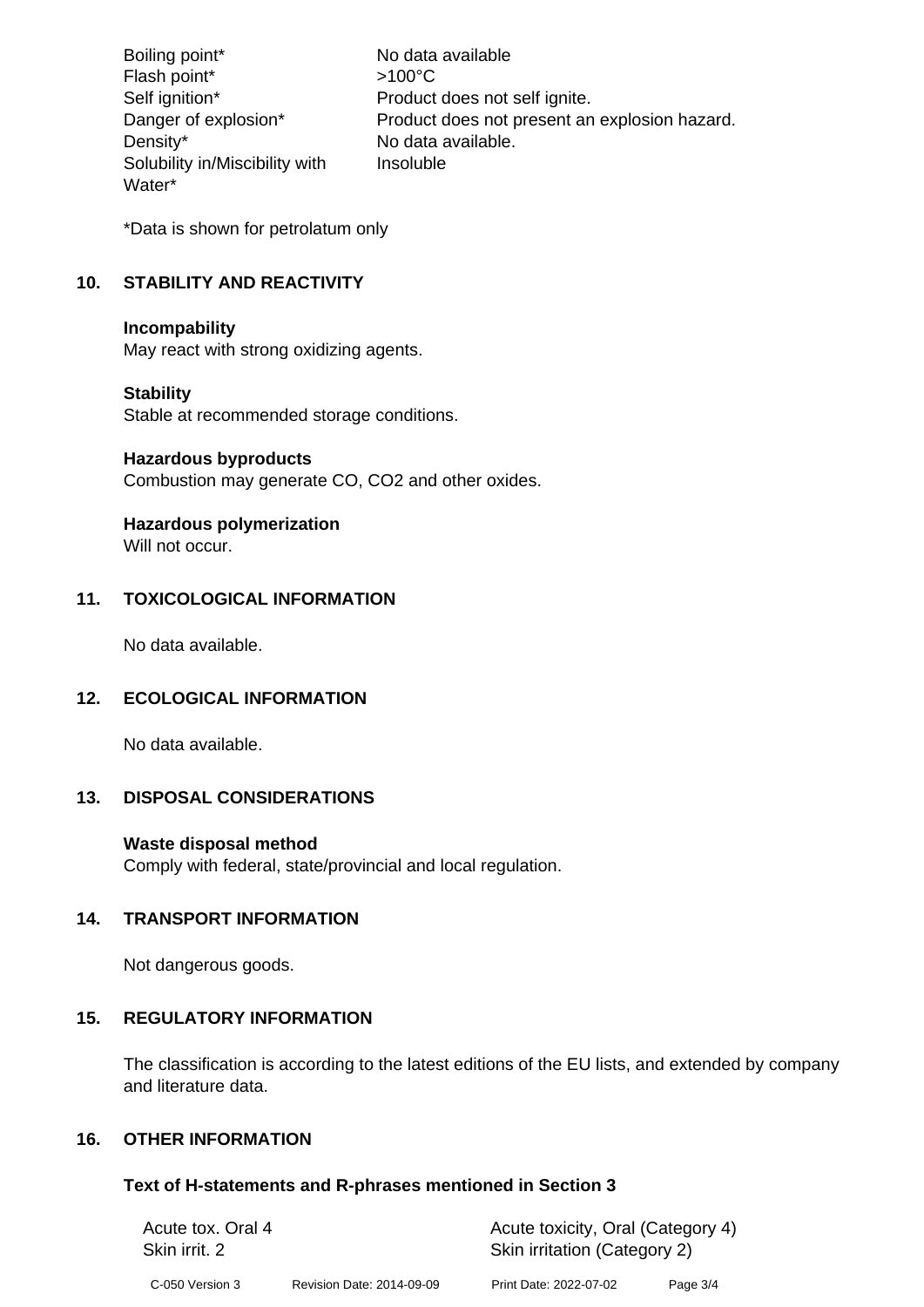| | |
|---|---|
| Boiling point* | No data available |
| Flash point* | >100°C |
| Self ignition* | Product does not self ignite. |
| Danger of explosion* | Product does not present an explosion hazard. |
| Density* | No data available. |
| Solubility in/Miscibility with Water* | Insoluble |

*Data is shown for petrolatum only

## 10. STABILITY AND REACTIVITY

**Incompability**
May react with strong oxidizing agents.

**Stability**
Stable at recommended storage conditions.

**Hazardous byproducts**
Combustion may generate CO, $CO_2$ and other oxides.

**Hazardous polymerization**
Will not occur.

## 11. TOXICOLOGICAL INFORMATION

No data available.

## 12. ECOLOGICAL INFORMATION

No data available.

## 13. DISPOSAL CONSIDERATIONS

**Waste disposal method**
Comply with federal, state/provincial and local regulation.

## 14. TRANSPORT INFORMATION

Not dangerous goods.

## 15. REGULATORY INFORMATION

The classification is according to the latest editions of the EU lists, and extended by company and literature data.

## 16. OTHER INFORMATION

### Text of H-statements and R-phrases mentioned in Section 3

| | |
|---|---|
| Acute tox. Oral 4 | Acute toxicity, Oral (Category 4) |
| Skin irrit. 2 | Skin irritation (Category 2) |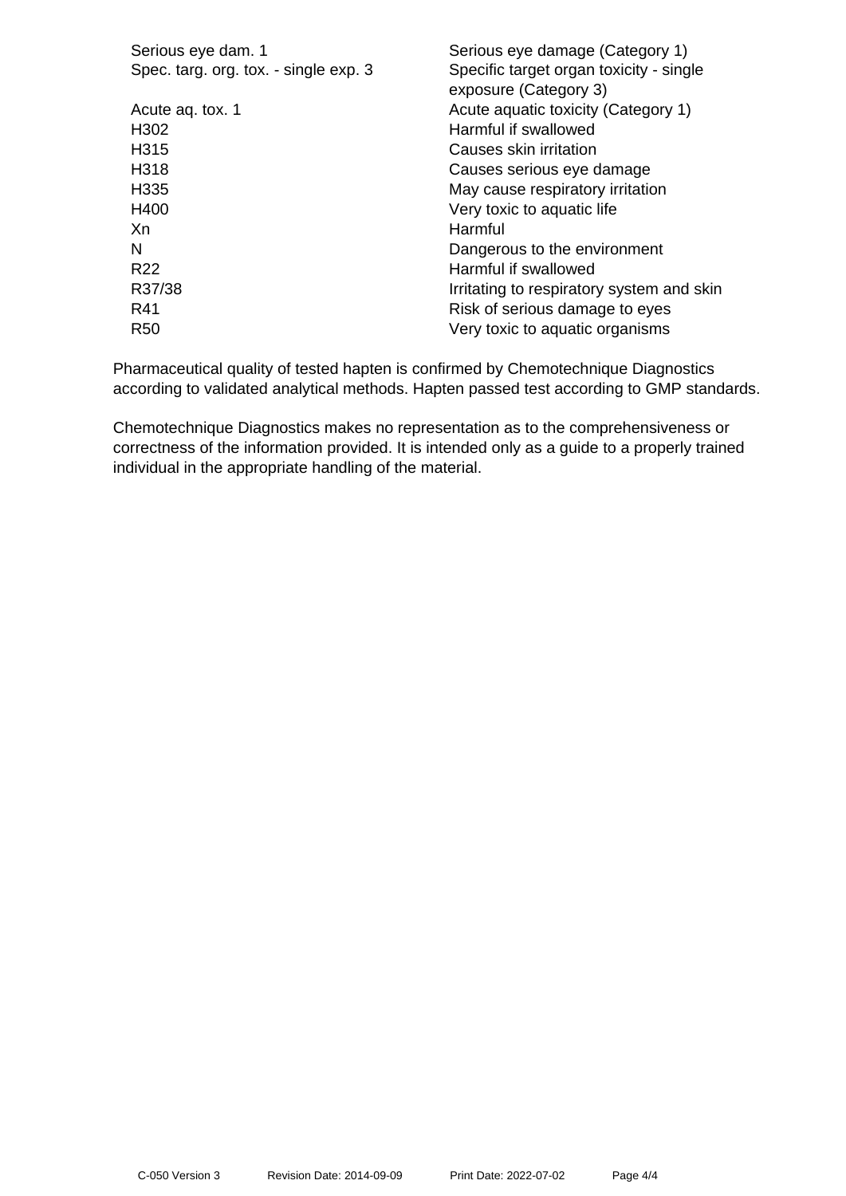| | |
|---|---|
| Serious eye dam. 1 | Serious eye damage (Category 1) |
| Spec. targ. org. tox. - single exp. 3 | Specific target organ toxicity - single exposure (Category 3) |
| Acute aq. tox. 1 | Acute aquatic toxicity (Category 1) |
| H302 | Harmful if swallowed |
| H315 | Causes skin irritation |
| H318 | Causes serious eye damage |
| H335 | May cause respiratory irritation |
| H400 | Very toxic to aquatic life |
| Xn | Harmful |
| N | Dangerous to the environment |
| R22 | Harmful if swallowed |
| R37/38 | Irritating to respiratory system and skin |
| R41 | Risk of serious damage to eyes |
| R50 | Very toxic to aquatic organisms |

Pharmaceutical quality of tested hapten is confirmed by Chemotechnique Diagnostics according to validated analytical methods. Hapten passed test according to GMP standards.

Chemotechnique Diagnostics makes no representation as to the comprehensiveness or correctness of the information provided. It is intended only as a guide to a properly trained individual in the appropriate handling of the material.